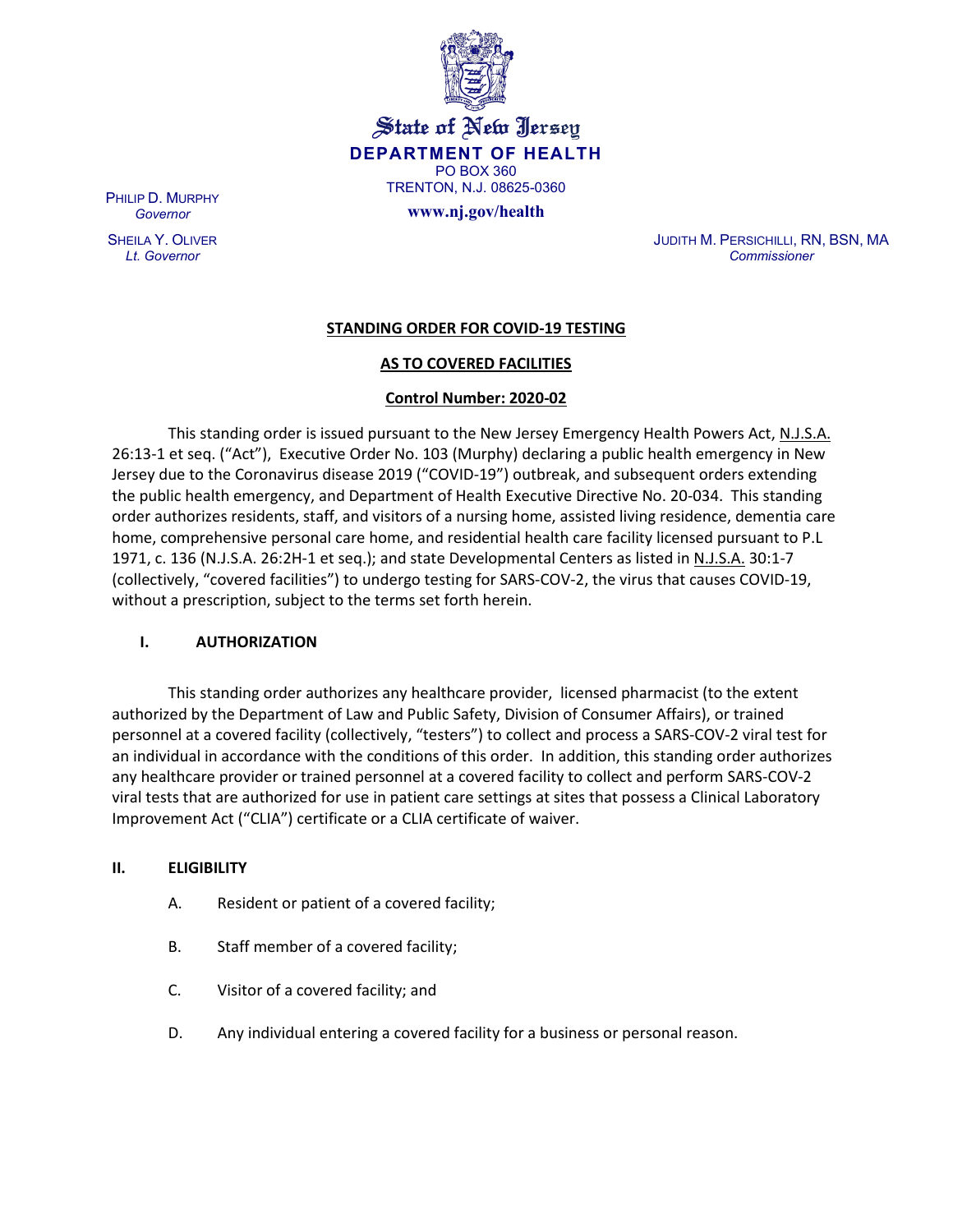State of New Jersey

**DEPARTMENT OF HEALTH**

PO BOX 360

TRENTON, N.J. 08625-0360

**www.nj.gov/health**

PHILIP D. MURPHY
*Governor*

SHEILA Y. OLIVER
*Lt. Governor*

JUDITH M. PERSICHILLI, RN, BSN, MA
*Commissioner*

**STANDING ORDER FOR COVID-19 TESTING**

**AS TO COVERED FACILITIES**

**Control Number: 2020-02**

This standing order is issued pursuant to the New Jersey Emergency Health Powers Act, N.J.S.A. 26:13-1 et seq. ("Act"), Executive Order No. 103 (Murphy) declaring a public health emergency in New Jersey due to the Coronavirus disease 2019 ("COVID-19") outbreak, and subsequent orders extending the public health emergency, and Department of Health Executive Directive No. 20-034. This standing order authorizes residents, staff, and visitors of a nursing home, assisted living residence, dementia care home, comprehensive personal care home, and residential health care facility licensed pursuant to P.L 1971, c. 136 (N.J.S.A. 26:2H-1 et seq.); and state Developmental Centers as listed in N.J.S.A. 30:1-7 (collectively, "covered facilities") to undergo testing for SARS-COV-2, the virus that causes COVID-19, without a prescription, subject to the terms set forth herein.

## I. AUTHORIZATION

This standing order authorizes any healthcare provider, licensed pharmacist (to the extent authorized by the Department of Law and Public Safety, Division of Consumer Affairs), or trained personnel at a covered facility (collectively, "testers") to collect and process a SARS-COV-2 viral test for an individual in accordance with the conditions of this order. In addition, this standing order authorizes any healthcare provider or trained personnel at a covered facility to collect and perform SARS-COV-2 viral tests that are authorized for use in patient care settings at sites that possess a Clinical Laboratory Improvement Act ("CLIA") certificate or a CLIA certificate of waiver.

## II. ELIGIBILITY

A. Resident or patient of a covered facility;

B. Staff member of a covered facility;

C. Visitor of a covered facility; and

D. Any individual entering a covered facility for a business or personal reason.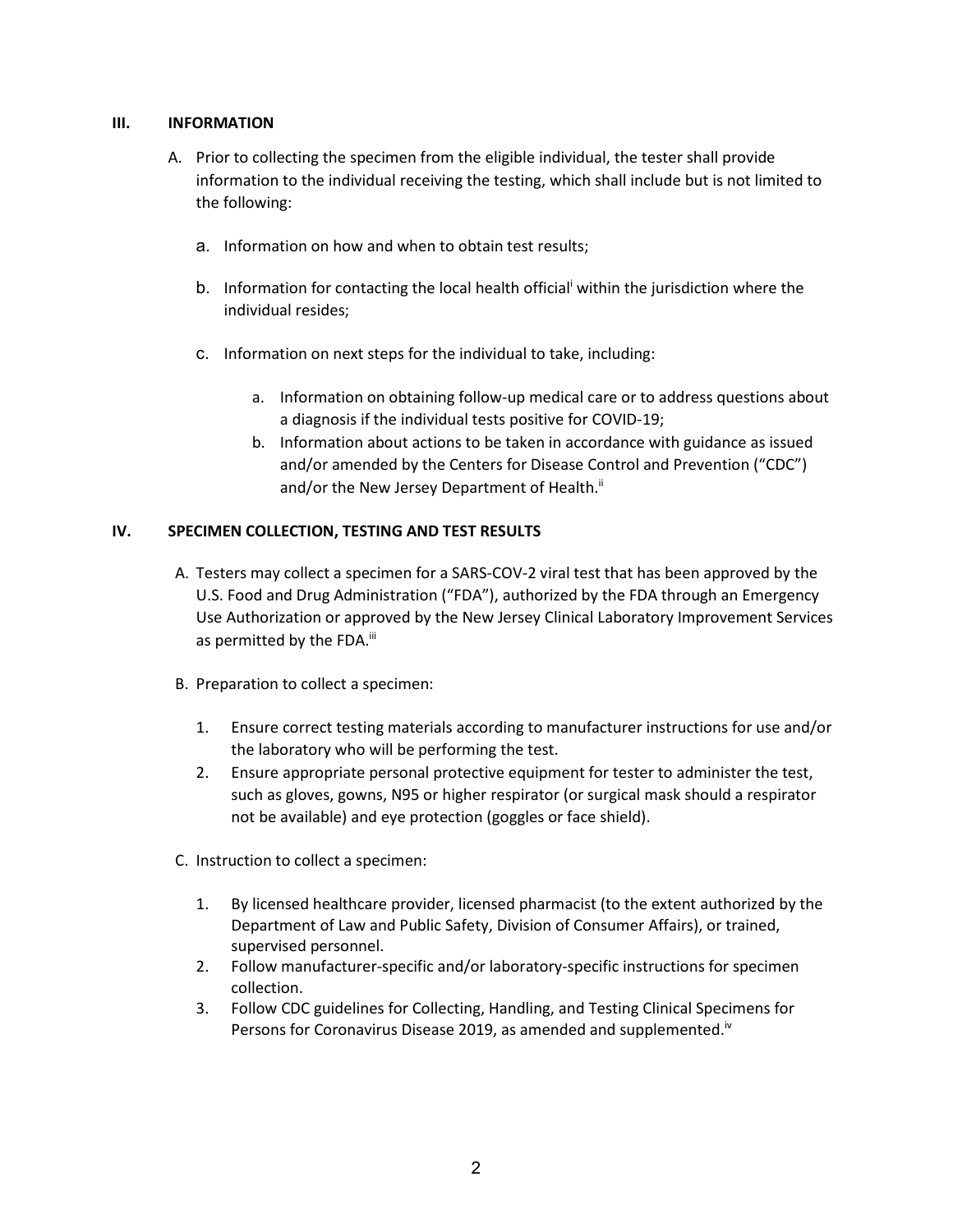## III. INFORMATION

A. Prior to collecting the specimen from the eligible individual, the tester shall provide information to the individual receiving the testing, which shall include but is not limited to the following:

   a. Information on how and when to obtain test results;

   b. Information for contacting the local health official[i] within the jurisdiction where the individual resides;

   c. Information on next steps for the individual to take, including:

      a. Information on obtaining follow-up medical care or to address questions about a diagnosis if the individual tests positive for COVID-19;
      b. Information about actions to be taken in accordance with guidance as issued and/or amended by the Centers for Disease Control and Prevention ("CDC") and/or the New Jersey Department of Health.[ii]

## IV. SPECIMEN COLLECTION, TESTING AND TEST RESULTS

A. Testers may collect a specimen for a SARS-COV-2 viral test that has been approved by the U.S. Food and Drug Administration ("FDA"), authorized by the FDA through an Emergency Use Authorization or approved by the New Jersey Clinical Laboratory Improvement Services as permitted by the FDA.[iii]

B. Preparation to collect a specimen:

   1. Ensure correct testing materials according to manufacturer instructions for use and/or the laboratory who will be performing the test.
   2. Ensure appropriate personal protective equipment for tester to administer the test, such as gloves, gowns, N95 or higher respirator (or surgical mask should a respirator not be available) and eye protection (goggles or face shield).

C. Instruction to collect a specimen:

   1. By licensed healthcare provider, licensed pharmacist (to the extent authorized by the Department of Law and Public Safety, Division of Consumer Affairs), or trained, supervised personnel.
   2. Follow manufacturer-specific and/or laboratory-specific instructions for specimen collection.
   3. Follow CDC guidelines for Collecting, Handling, and Testing Clinical Specimens for Persons for Coronavirus Disease 2019, as amended and supplemented.[iv]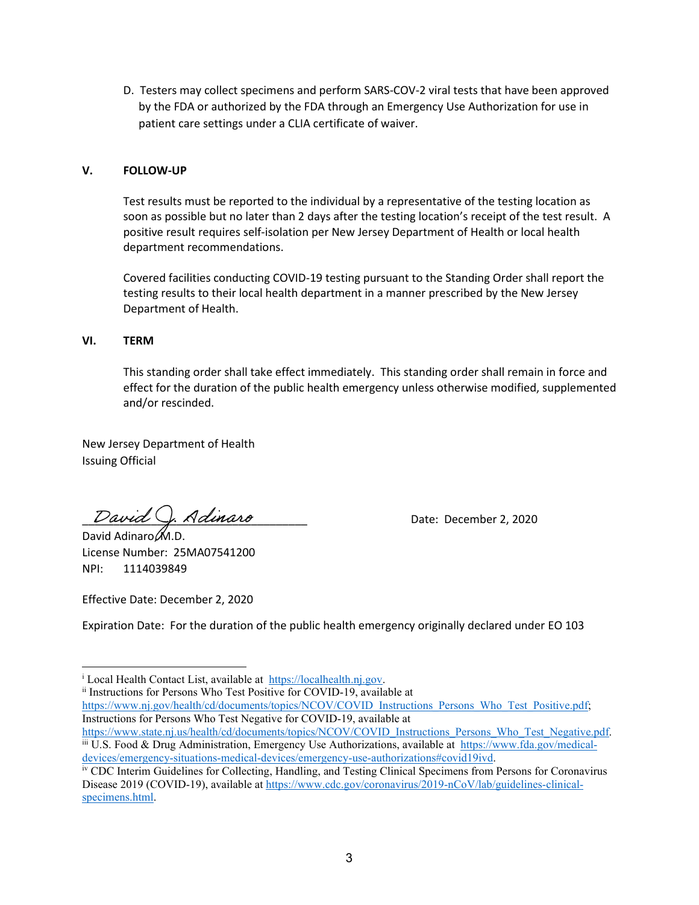D. Testers may collect specimens and perform SARS-COV-2 viral tests that have been approved by the FDA or authorized by the FDA through an Emergency Use Authorization for use in patient care settings under a CLIA certificate of waiver.

## V. FOLLOW-UP

Test results must be reported to the individual by a representative of the testing location as soon as possible but no later than 2 days after the testing location's receipt of the test result. A positive result requires self-isolation per New Jersey Department of Health or local health department recommendations.

Covered facilities conducting COVID-19 testing pursuant to the Standing Order shall report the testing results to their local health department in a manner prescribed by the New Jersey Department of Health.

## VI. TERM

This standing order shall take effect immediately. This standing order shall remain in force and effect for the duration of the public health emergency unless otherwise modified, supplemented and/or rescinded.

New Jersey Department of Health
Issuing Official

David J. Adinaro

Date: December 2, 2020

David Adinaro, M.D.
License Number: 25MA07541200
NPI: 1114039849

Effective Date: December 2, 2020

Expiration Date: For the duration of the public health emergency originally declared under EO 103

---

[i] Local Health Contact List, available at https://localhealth.nj.gov.

[ii] Instructions for Persons Who Test Positive for COVID-19, available at https://www.nj.gov/health/cd/documents/topics/NCOV/COVID_Instructions_Persons_Who_Test_Positive.pdf; Instructions for Persons Who Test Negative for COVID-19, available at https://www.state.nj.us/health/cd/documents/topics/NCOV/COVID_Instructions_Persons_Who_Test_Negative.pdf.

[iii] U.S. Food & Drug Administration, Emergency Use Authorizations, available at https://www.fda.gov/medical-devices/emergency-situations-medical-devices/emergency-use-authorizations#covid19ivd.

[iv] CDC Interim Guidelines for Collecting, Handling, and Testing Clinical Specimens from Persons for Coronavirus Disease 2019 (COVID-19), available at https://www.cdc.gov/coronavirus/2019-nCoV/lab/guidelines-clinical-specimens.html.